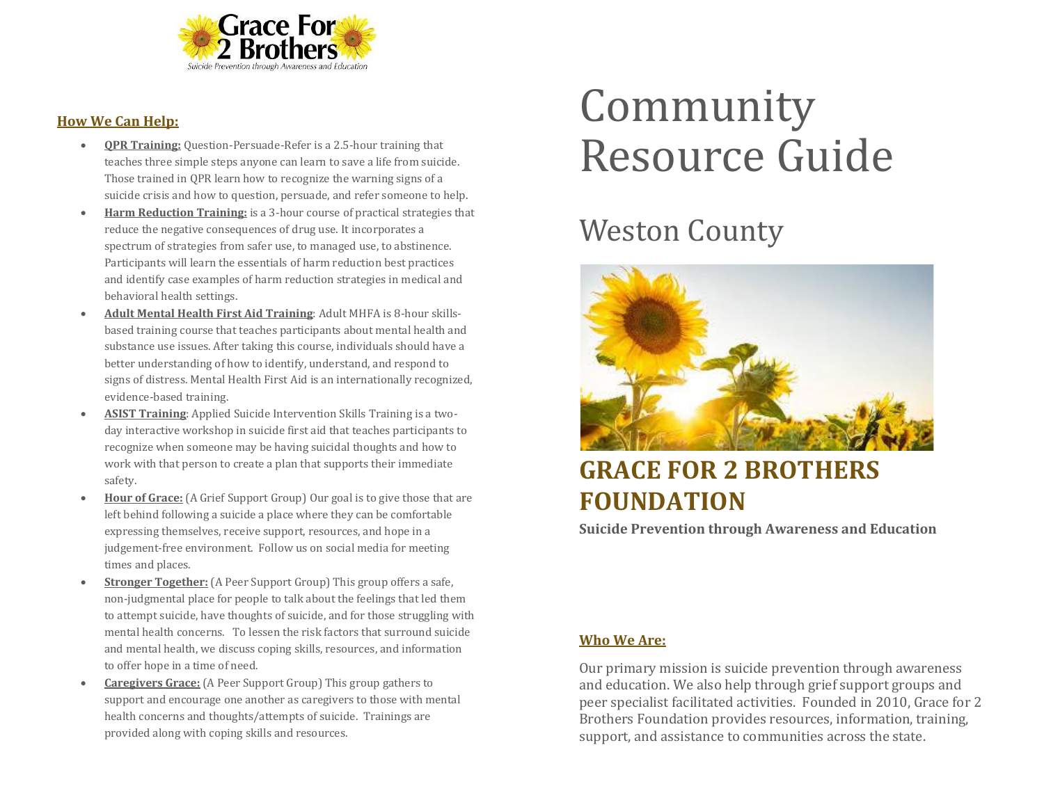# Community Resource Guide

## Weston County

## GRACE FOR 2 BROTHERS FOUNDATION

**Suicide Prevention through Awareness and Education**

### Who We Are:

Our primary mission is suicide prevention through awareness and education. We also help through grief support groups and peer specialist facilitated activities. Founded in 2010, Grace for 2 Brothers Foundation provides resources, information, training, support, and assistance to communities across the state.

### How We Can Help:

- **QPR Training:** Question-Persuade-Refer is a 2.5-hour training that teaches three simple steps anyone can learn to save a life from suicide. Those trained in QPR learn how to recognize the warning signs of a suicide crisis and how to question, persuade, and refer someone to help.
- **Harm Reduction Training:** is a 3-hour course of practical strategies that reduce the negative consequences of drug use. It incorporates a spectrum of strategies from safer use, to managed use, to abstinence. Participants will learn the essentials of harm reduction best practices and identify case examples of harm reduction strategies in medical and behavioral health settings.
- **Adult Mental Health First Aid Training**: Adult MHFA is 8-hour skills-based training course that teaches participants about mental health and substance use issues. After taking this course, individuals should have a better understanding of how to identify, understand, and respond to signs of distress. Mental Health First Aid is an internationally recognized, evidence-based training.
- **ASIST Training**: Applied Suicide Intervention Skills Training is a two-day interactive workshop in suicide first aid that teaches participants to recognize when someone may be having suicidal thoughts and how to work with that person to create a plan that supports their immediate safety.
- **Hour of Grace:** (A Grief Support Group) Our goal is to give those that are left behind following a suicide a place where they can be comfortable expressing themselves, receive support, resources, and hope in a judgement-free environment. Follow us on social media for meeting times and places.
- **Stronger Together:** (A Peer Support Group) This group offers a safe, non-judgmental place for people to talk about the feelings that led them to attempt suicide, have thoughts of suicide, and for those struggling with mental health concerns. To lessen the risk factors that surround suicide and mental health, we discuss coping skills, resources, and information to offer hope in a time of need.
- **Caregivers Grace:** (A Peer Support Group) This group gathers to support and encourage one another as caregivers to those with mental health concerns and thoughts/attempts of suicide. Trainings are provided along with coping skills and resources.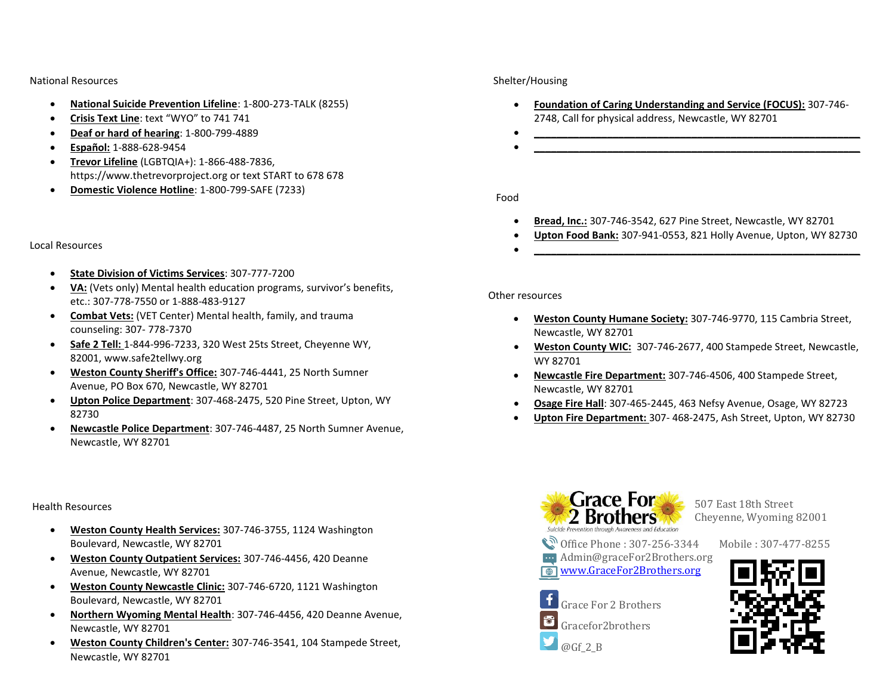National Resources

- **National Suicide Prevention Lifeline**: 1-800-273-TALK (8255)
- **Crisis Text Line**: text "WYO" to 741 741
- **Deaf or hard of hearing**: 1-800-799-4889
- **Español:** 1-888-628-9454
- **Trevor Lifeline** (LGBTQIA+): 1-866-488-7836, https://www.thetrevorproject.org or text START to 678 678
- **Domestic Violence Hotline**: 1-800-799-SAFE (7233)

Local Resources

- **State Division of Victims Services**: 307-777-7200
- **VA:** (Vets only) Mental health education programs, survivor's benefits, etc.: 307-778-7550 or 1-888-483-9127
- **Combat Vets:** (VET Center) Mental health, family, and trauma counseling: 307- 778-7370
- **Safe 2 Tell:** 1-844-996-7233, 320 West 25ts Street, Cheyenne WY, 82001, www.safe2tellwy.org
- **Weston County Sheriff's Office:** 307-746-4441, 25 North Sumner Avenue, PO Box 670, Newcastle, WY 82701
- **Upton Police Department**: 307-468-2475, 520 Pine Street, Upton, WY 82730
- **Newcastle Police Department**: 307-746-4487, 25 North Sumner Avenue, Newcastle, WY 82701

Health Resources

- **Weston County Health Services:** 307-746-3755, 1124 Washington Boulevard, Newcastle, WY 82701
- **Weston County Outpatient Services:** 307-746-4456, 420 Deanne Avenue, Newcastle, WY 82701
- **Weston County Newcastle Clinic:** 307-746-6720, 1121 Washington Boulevard, Newcastle, WY 82701
- **Northern Wyoming Mental Health**: 307-746-4456, 420 Deanne Avenue, Newcastle, WY 82701
- **Weston County Children's Center:** 307-746-3541, 104 Stampede Street, Newcastle, WY 82701

Shelter/Housing

- **Foundation of Caring Understanding and Service (FOCUS):** 307-746-2748, Call for physical address, Newcastle, WY 82701
- ____________________________________________
- ____________________________________________

Food

- **Bread, Inc.:** 307-746-3542, 627 Pine Street, Newcastle, WY 82701
- **Upton Food Bank:** 307-941-0553, 821 Holly Avenue, Upton, WY 82730
- ____________________________________________

Other resources

- **Weston County Humane Society:** 307-746-9770, 115 Cambria Street, Newcastle, WY 82701
- **Weston County WIC:** 307-746-2677, 400 Stampede Street, Newcastle, WY 82701
- **Newcastle Fire Department:** 307-746-4506, 400 Stampede Street, Newcastle, WY 82701
- **Osage Fire Hall**: 307-465-2445, 463 Nefsy Avenue, Osage, WY 82723
- **Upton Fire Department:** 307- 468-2475, Ash Street, Upton, WY 82730

**Grace For 2 Brothers**
*Suicide Prevention through Awareness and Education*

507 East 18th Street
Cheyenne, Wyoming 82001

Office Phone : 307-256-3344 Mobile : 307-477-8255
Admin@graceFor2Brothers.org
www.GraceFor2Brothers.org

Grace For 2 Brothers
Gracefor2brothers
@Gf_2_B